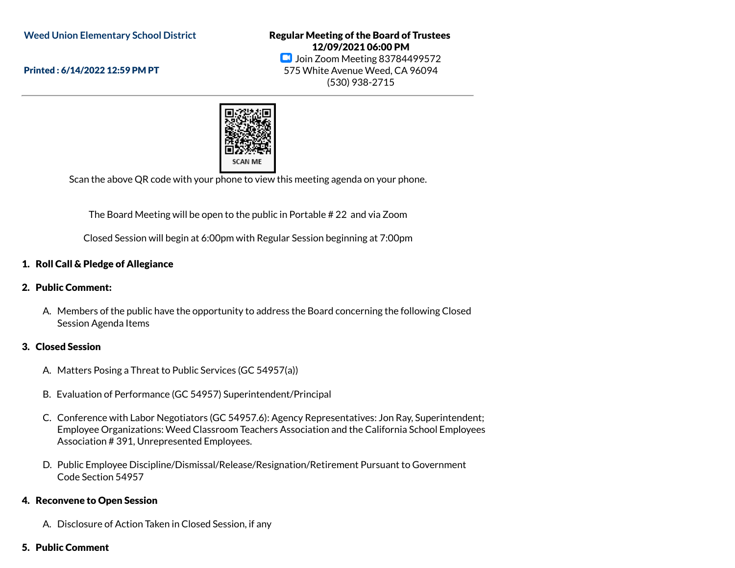Weed Union Elementary School District

Printed : 6/14/2022 12:59 PM PT

**Regular Meeting of the Board of Trustees**
**12/09/2021 06:00 PM**
Join Zoom Meeting 83784499572
575 White Avenue Weed, CA 96094
(530) 938-2715

SCAN ME

Scan the above QR code with your phone to view this meeting agenda on your phone.

The Board Meeting will be open to the public in Portable # 22 and via Zoom

Closed Session will begin at 6:00pm with Regular Session beginning at 7:00pm

**1. Roll Call & Pledge of Allegiance**

**2. Public Comment:**

A. Members of the public have the opportunity to address the Board concerning the following Closed Session Agenda Items

**3. Closed Session**

A. Matters Posing a Threat to Public Services (GC 54957(a))

B. Evaluation of Performance (GC 54957) Superintendent/Principal

C. Conference with Labor Negotiators (GC 54957.6): Agency Representatives: Jon Ray, Superintendent; Employee Organizations: Weed Classroom Teachers Association and the California School Employees Association # 391, Unrepresented Employees.

D. Public Employee Discipline/Dismissal/Release/Resignation/Retirement Pursuant to Government Code Section 54957

**4. Reconvene to Open Session**

A. Disclosure of Action Taken in Closed Session, if any

**5. Public Comment**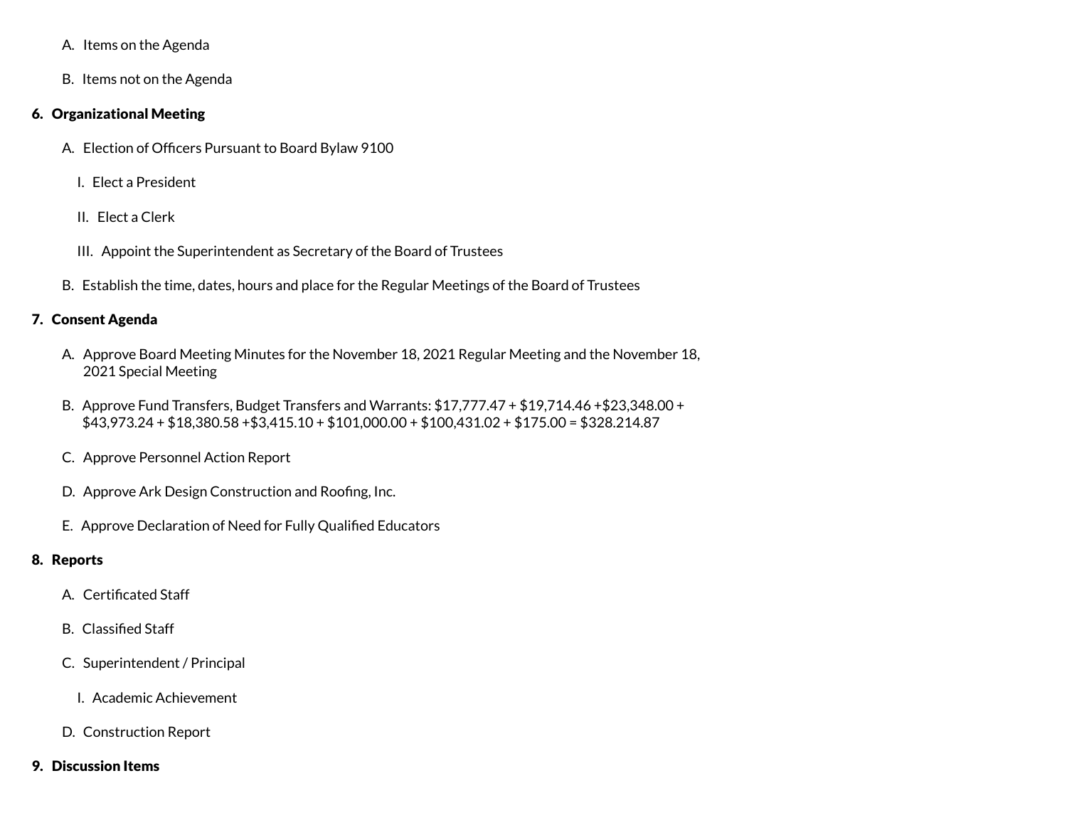A. Items on the Agenda

B. Items not on the Agenda

**6. Organizational Meeting**

A. Election of Officers Pursuant to Board Bylaw 9100

I. Elect a President

II. Elect a Clerk

III. Appoint the Superintendent as Secretary of the Board of Trustees

B. Establish the time, dates, hours and place for the Regular Meetings of the Board of Trustees

**7. Consent Agenda**

A. Approve Board Meeting Minutes for the November 18, 2021 Regular Meeting and the November 18, 2021 Special Meeting

B. Approve Fund Transfers, Budget Transfers and Warrants: $17,777.47 + $19,714.46 +$23,348.00 + $43,973.24 + $18,380.58 +$3,415.10 + $101,000.00 + $100,431.02 + $175.00 = $328.214.87

C. Approve Personnel Action Report

D. Approve Ark Design Construction and Roofing, Inc.

E. Approve Declaration of Need for Fully Qualified Educators

**8. Reports**

A. Certificated Staff

B. Classified Staff

C. Superintendent / Principal

I. Academic Achievement

D. Construction Report

**9. Discussion Items**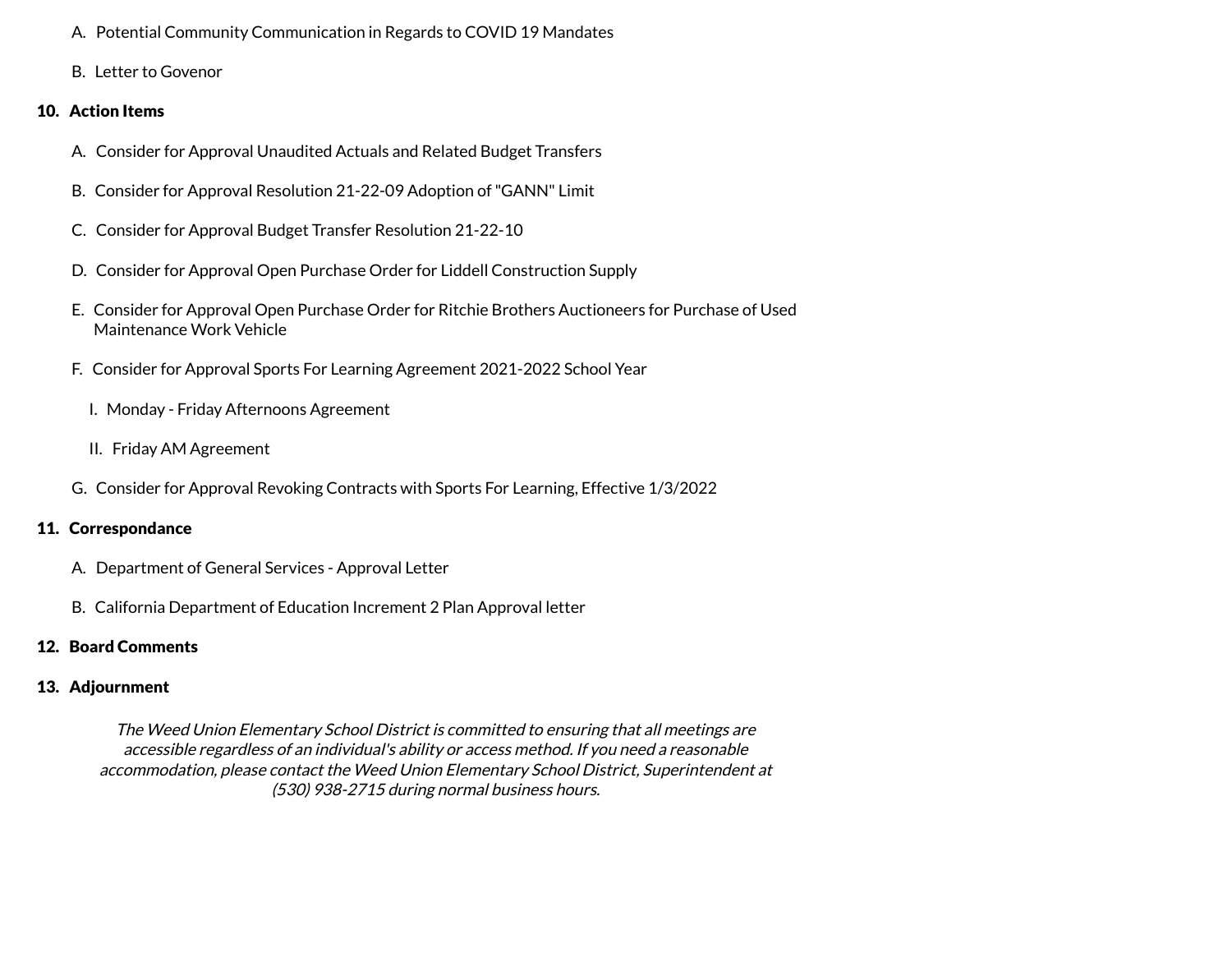A. Potential Community Communication in Regards to COVID 19 Mandates

B. Letter to Govenor

**10. Action Items**

A. Consider for Approval Unaudited Actuals and Related Budget Transfers

B. Consider for Approval Resolution 21-22-09 Adoption of "GANN" Limit

C. Consider for Approval Budget Transfer Resolution 21-22-10

D. Consider for Approval Open Purchase Order for Liddell Construction Supply

E. Consider for Approval Open Purchase Order for Ritchie Brothers Auctioneers for Purchase of Used Maintenance Work Vehicle

F. Consider for Approval Sports For Learning Agreement 2021-2022 School Year

I. Monday - Friday Afternoons Agreement

II. Friday AM Agreement

G. Consider for Approval Revoking Contracts with Sports For Learning, Effective 1/3/2022

**11. Correspondance**

A. Department of General Services - Approval Letter

B. California Department of Education Increment 2 Plan Approval letter

**12. Board Comments**

**13. Adjournment**

*The Weed Union Elementary School District is committed to ensuring that all meetings are accessible regardless of an individual's ability or access method. If you need a reasonable accommodation, please contact the Weed Union Elementary School District, Superintendent at (530) 938-2715 during normal business hours.*